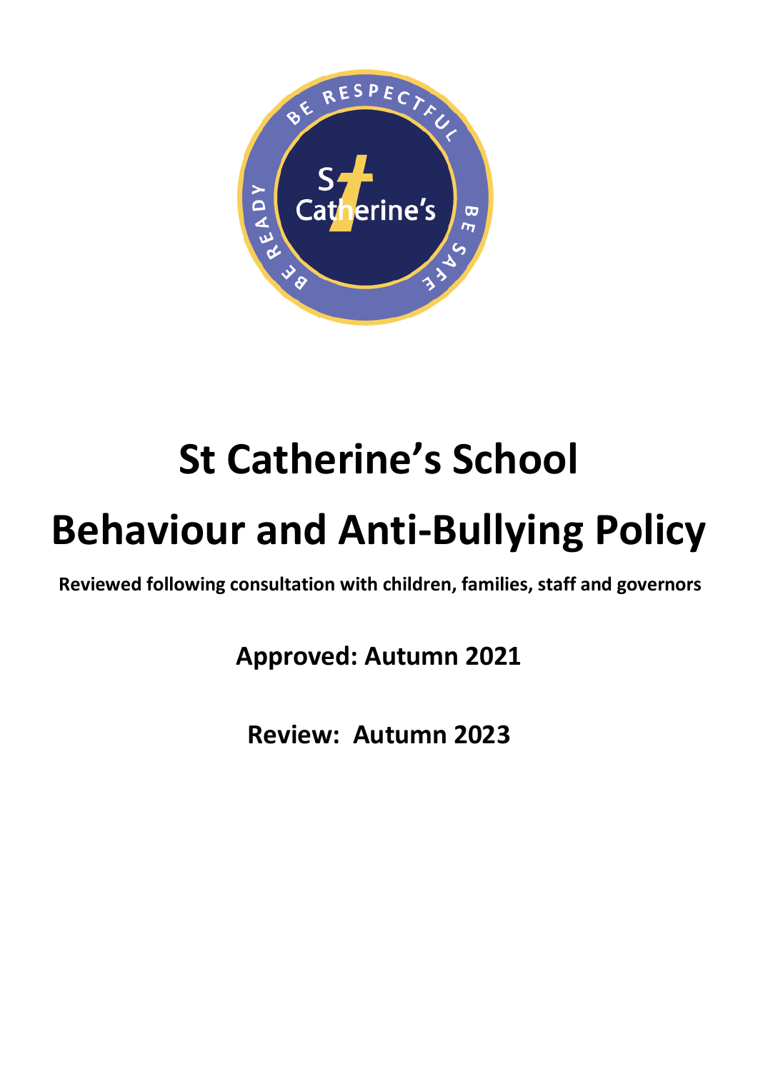# St Catherine's School

# Behaviour and Anti-Bullying Policy

**Reviewed following consultation with children, families, staff and governors**

**Approved: Autumn 2021**

**Review: Autumn 2023**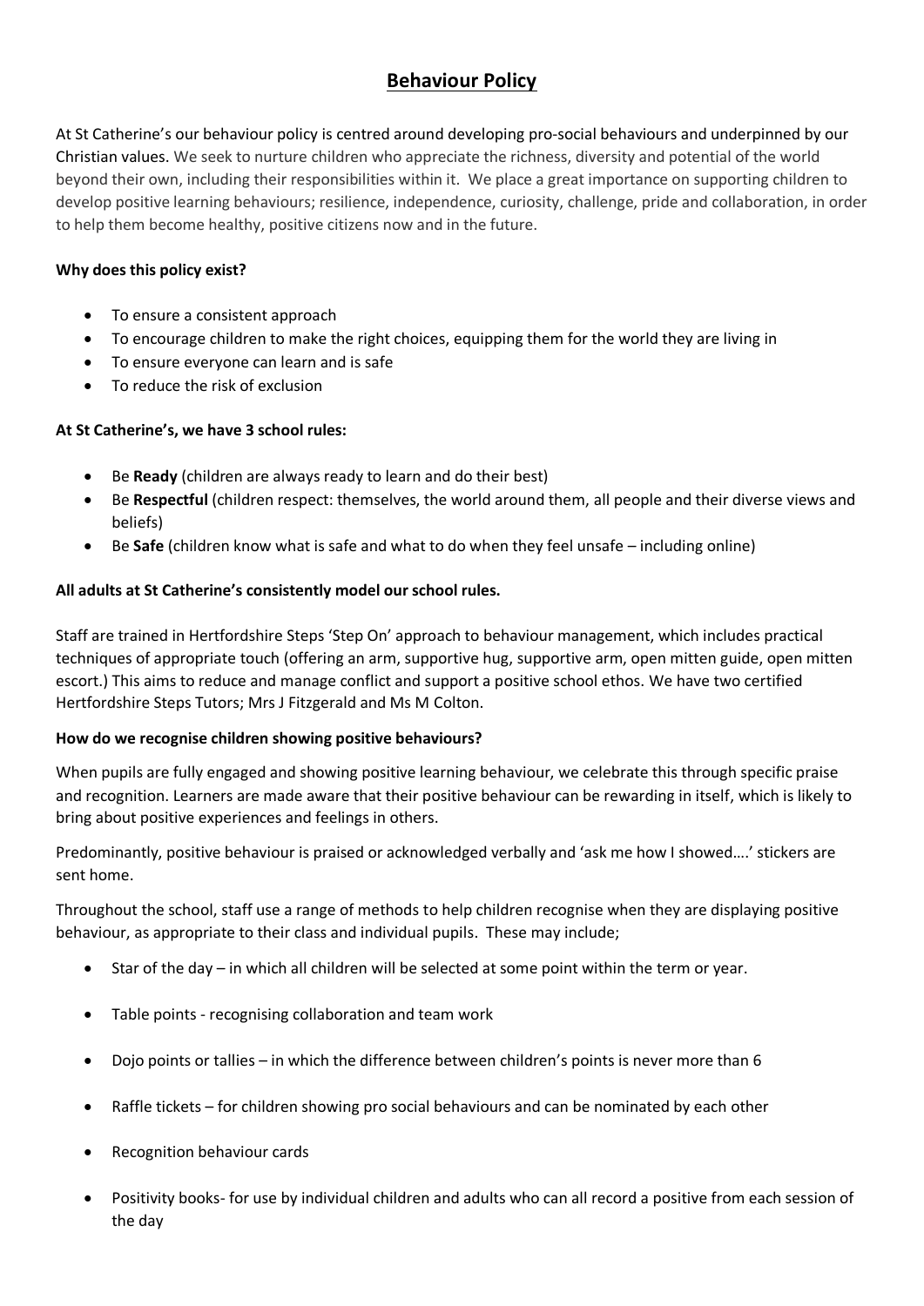# Behaviour Policy

At St Catherine's our behaviour policy is centred around developing pro-social behaviours and underpinned by our Christian values. We seek to nurture children who appreciate the richness, diversity and potential of the world beyond their own, including their responsibilities within it. We place a great importance on supporting children to develop positive learning behaviours; resilience, independence, curiosity, challenge, pride and collaboration, in order to help them become healthy, positive citizens now and in the future.

**Why does this policy exist?**

- To ensure a consistent approach
- To encourage children to make the right choices, equipping them for the world they are living in
- To ensure everyone can learn and is safe
- To reduce the risk of exclusion

**At St Catherine's, we have 3 school rules:**

- Be **Ready** (children are always ready to learn and do their best)
- Be **Respectful** (children respect: themselves, the world around them, all people and their diverse views and beliefs)
- Be **Safe** (children know what is safe and what to do when they feel unsafe – including online)

**All adults at St Catherine's consistently model our school rules.**

Staff are trained in Hertfordshire Steps 'Step On' approach to behaviour management, which includes practical techniques of appropriate touch (offering an arm, supportive hug, supportive arm, open mitten guide, open mitten escort.) This aims to reduce and manage conflict and support a positive school ethos. We have two certified Hertfordshire Steps Tutors; Mrs J Fitzgerald and Ms M Colton.

**How do we recognise children showing positive behaviours?**

When pupils are fully engaged and showing positive learning behaviour, we celebrate this through specific praise and recognition. Learners are made aware that their positive behaviour can be rewarding in itself, which is likely to bring about positive experiences and feelings in others.

Predominantly, positive behaviour is praised or acknowledged verbally and 'ask me how I showed….' stickers are sent home.

Throughout the school, staff use a range of methods to help children recognise when they are displaying positive behaviour, as appropriate to their class and individual pupils. These may include;

- Star of the day – in which all children will be selected at some point within the term or year.
- Table points - recognising collaboration and team work
- Dojo points or tallies – in which the difference between children's points is never more than 6
- Raffle tickets – for children showing pro social behaviours and can be nominated by each other
- Recognition behaviour cards
- Positivity books- for use by individual children and adults who can all record a positive from each session of the day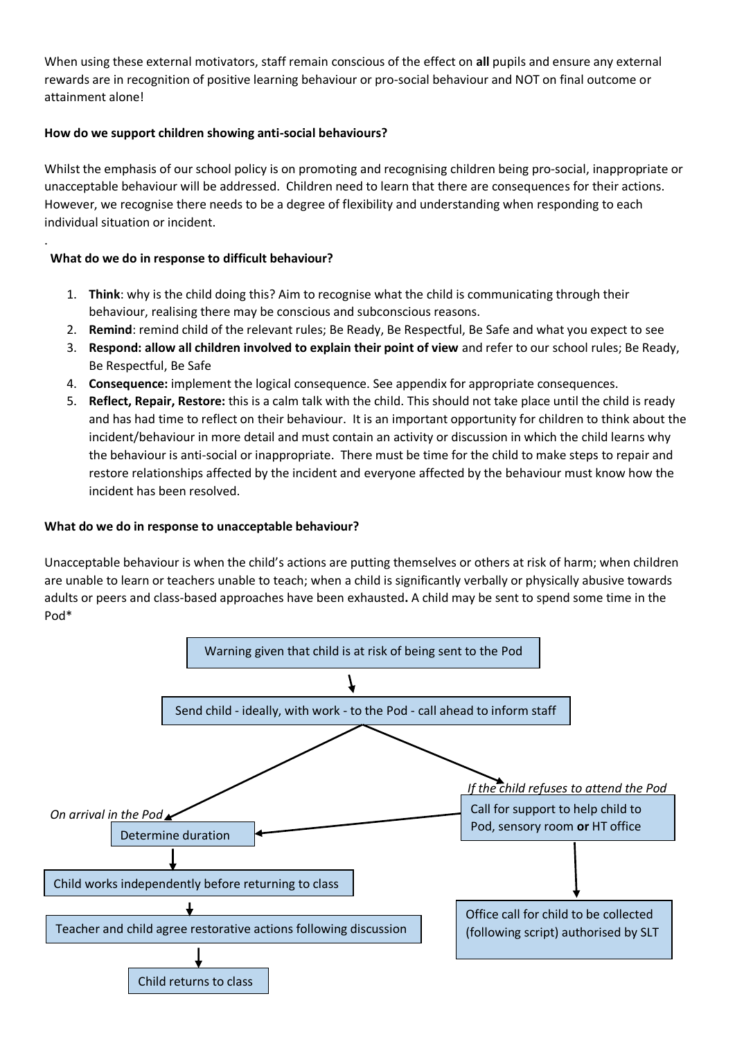When using these external motivators, staff remain conscious of the effect on **all** pupils and ensure any external rewards are in recognition of positive learning behaviour or pro-social behaviour and NOT on final outcome or attainment alone!

**How do we support children showing anti-social behaviours?**

Whilst the emphasis of our school policy is on promoting and recognising children being pro-social, inappropriate or unacceptable behaviour will be addressed. Children need to learn that there are consequences for their actions. However, we recognise there needs to be a degree of flexibility and understanding when responding to each individual situation or incident.

**What do we do in response to difficult behaviour?**

1. **Think**: why is the child doing this? Aim to recognise what the child is communicating through their behaviour, realising there may be conscious and subconscious reasons.
2. **Remind**: remind child of the relevant rules; Be Ready, Be Respectful, Be Safe and what you expect to see
3. **Respond: allow all children involved to explain their point of view** and refer to our school rules; Be Ready, Be Respectful, Be Safe
4. **Consequence:** implement the logical consequence. See appendix for appropriate consequences.
5. **Reflect, Repair, Restore:** this is a calm talk with the child. This should not take place until the child is ready and has had time to reflect on their behaviour. It is an important opportunity for children to think about the incident/behaviour in more detail and must contain an activity or discussion in which the child learns why the behaviour is anti-social or inappropriate. There must be time for the child to make steps to repair and restore relationships affected by the incident and everyone affected by the behaviour must know how the incident has been resolved.

**What do we do in response to unacceptable behaviour?**

Unacceptable behaviour is when the child's actions are putting themselves or others at risk of harm; when children are unable to learn or teachers unable to teach; when a child is significantly verbally or physically abusive towards adults or peers and class-based approaches have been exhausted**.** A child may be sent to spend some time in the Pod*

Warning given that child is at risk of being sent to the Pod

↓

Send child - ideally, with work - to the Pod - call ahead to inform staff

*On arrival in the Pod*

- Determine duration
- ↓ Child works independently before returning to class
- ↓ Teacher and child agree restorative actions following discussion
- ↓ Child returns to class

*If the child refuses to attend the Pod*

- Call for support to help child to Pod, sensory room **or** HT office (→ Determine duration)
- ↓ Office call for child to be collected (following script) authorised by SLT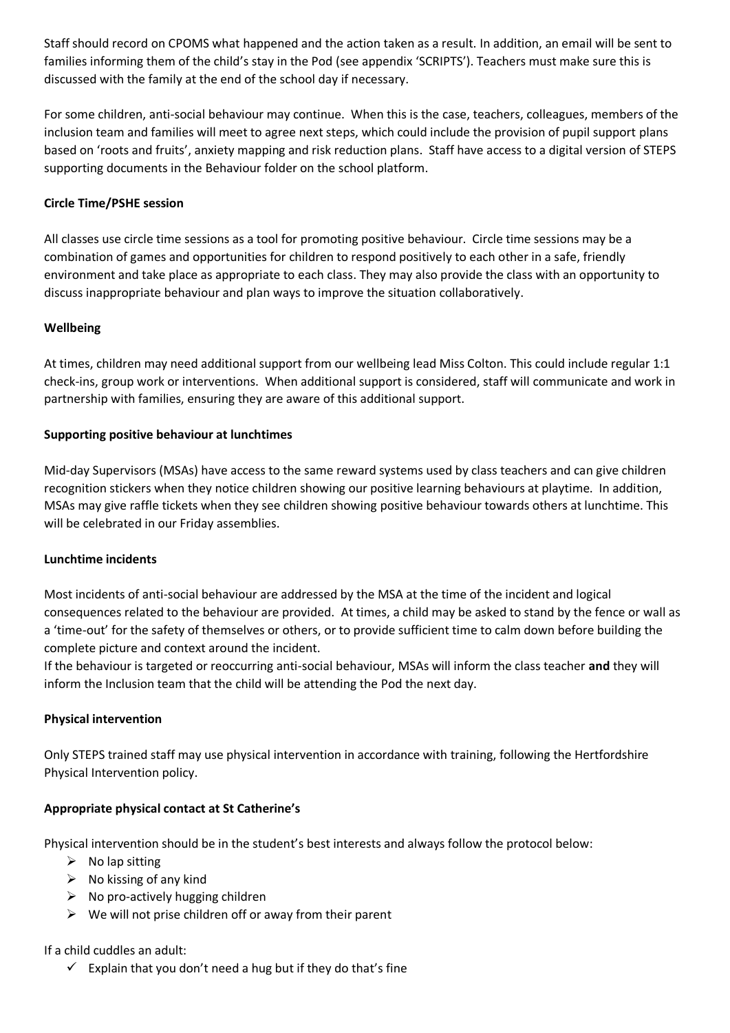Staff should record on CPOMS what happened and the action taken as a result. In addition, an email will be sent to families informing them of the child's stay in the Pod (see appendix 'SCRIPTS'). Teachers must make sure this is discussed with the family at the end of the school day if necessary.

For some children, anti-social behaviour may continue. When this is the case, teachers, colleagues, members of the inclusion team and families will meet to agree next steps, which could include the provision of pupil support plans based on 'roots and fruits', anxiety mapping and risk reduction plans. Staff have access to a digital version of STEPS supporting documents in the Behaviour folder on the school platform.

**Circle Time/PSHE session**

All classes use circle time sessions as a tool for promoting positive behaviour. Circle time sessions may be a combination of games and opportunities for children to respond positively to each other in a safe, friendly environment and take place as appropriate to each class. They may also provide the class with an opportunity to discuss inappropriate behaviour and plan ways to improve the situation collaboratively.

**Wellbeing**

At times, children may need additional support from our wellbeing lead Miss Colton. This could include regular 1:1 check-ins, group work or interventions. When additional support is considered, staff will communicate and work in partnership with families, ensuring they are aware of this additional support.

**Supporting positive behaviour at lunchtimes**

Mid-day Supervisors (MSAs) have access to the same reward systems used by class teachers and can give children recognition stickers when they notice children showing our positive learning behaviours at playtime. In addition, MSAs may give raffle tickets when they see children showing positive behaviour towards others at lunchtime. This will be celebrated in our Friday assemblies.

**Lunchtime incidents**

Most incidents of anti-social behaviour are addressed by the MSA at the time of the incident and logical consequences related to the behaviour are provided. At times, a child may be asked to stand by the fence or wall as a 'time-out' for the safety of themselves or others, or to provide sufficient time to calm down before building the complete picture and context around the incident.

If the behaviour is targeted or reoccurring anti-social behaviour, MSAs will inform the class teacher **and** they will inform the Inclusion team that the child will be attending the Pod the next day.

**Physical intervention**

Only STEPS trained staff may use physical intervention in accordance with training, following the Hertfordshire Physical Intervention policy.

**Appropriate physical contact at St Catherine's**

Physical intervention should be in the student's best interests and always follow the protocol below:

- No lap sitting
- No kissing of any kind
- No pro-actively hugging children
- We will not prise children off or away from their parent

If a child cuddles an adult:

- Explain that you don't need a hug but if they do that's fine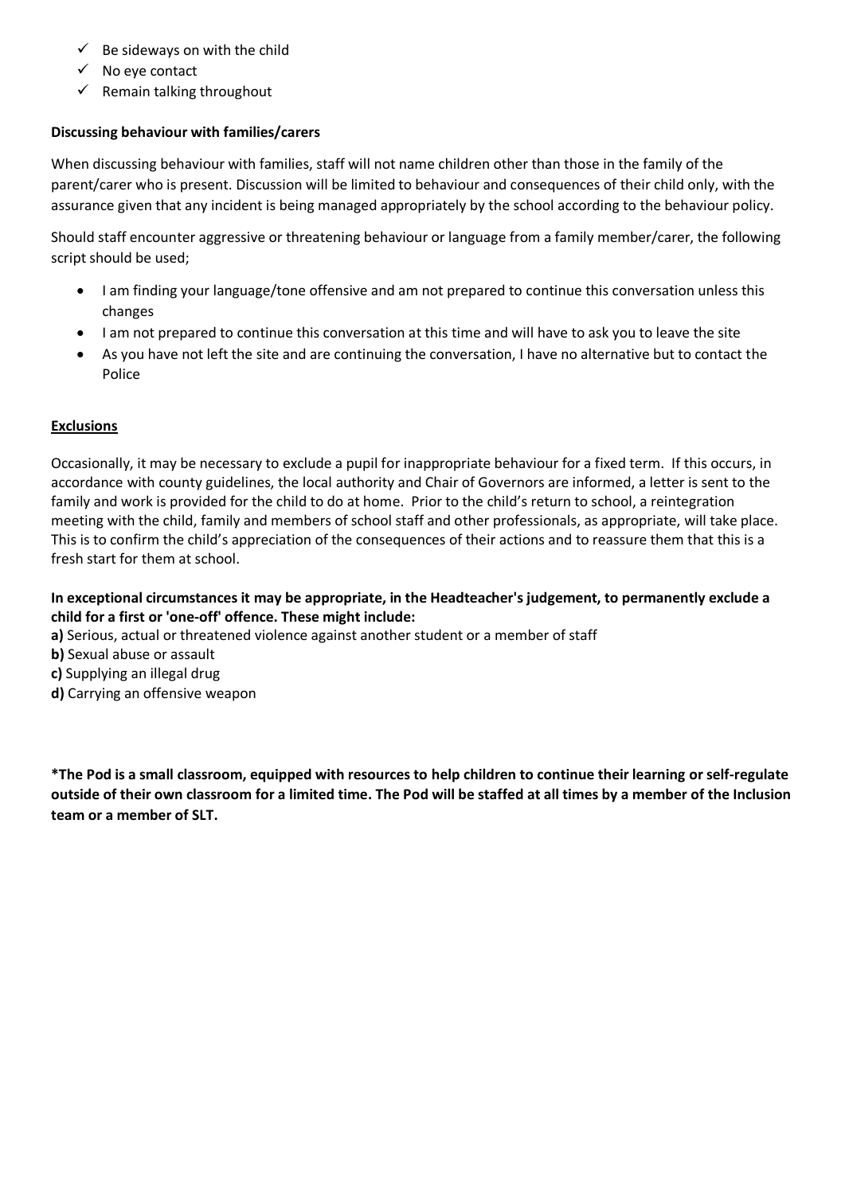- ✓ Be sideways on with the child
- ✓ No eye contact
- ✓ Remain talking throughout

**Discussing behaviour with families/carers**

When discussing behaviour with families, staff will not name children other than those in the family of the parent/carer who is present. Discussion will be limited to behaviour and consequences of their child only, with the assurance given that any incident is being managed appropriately by the school according to the behaviour policy.

Should staff encounter aggressive or threatening behaviour or language from a family member/carer, the following script should be used;

- I am finding your language/tone offensive and am not prepared to continue this conversation unless this changes
- I am not prepared to continue this conversation at this time and will have to ask you to leave the site
- As you have not left the site and are continuing the conversation, I have no alternative but to contact the Police

**Exclusions**

Occasionally, it may be necessary to exclude a pupil for inappropriate behaviour for a fixed term. If this occurs, in accordance with county guidelines, the local authority and Chair of Governors are informed, a letter is sent to the family and work is provided for the child to do at home. Prior to the child's return to school, a reintegration meeting with the child, family and members of school staff and other professionals, as appropriate, will take place. This is to confirm the child's appreciation of the consequences of their actions and to reassure them that this is a fresh start for them at school.

**In exceptional circumstances it may be appropriate, in the Headteacher's judgement, to permanently exclude a child for a first or 'one-off' offence. These might include:**

**a)** Serious, actual or threatened violence against another student or a member of staff
**b)** Sexual abuse or assault
**c)** Supplying an illegal drug
**d)** Carrying an offensive weapon

***The Pod is a small classroom, equipped with resources to help children to continue their learning or self-regulate outside of their own classroom for a limited time. The Pod will be staffed at all times by a member of the Inclusion team or a member of SLT.**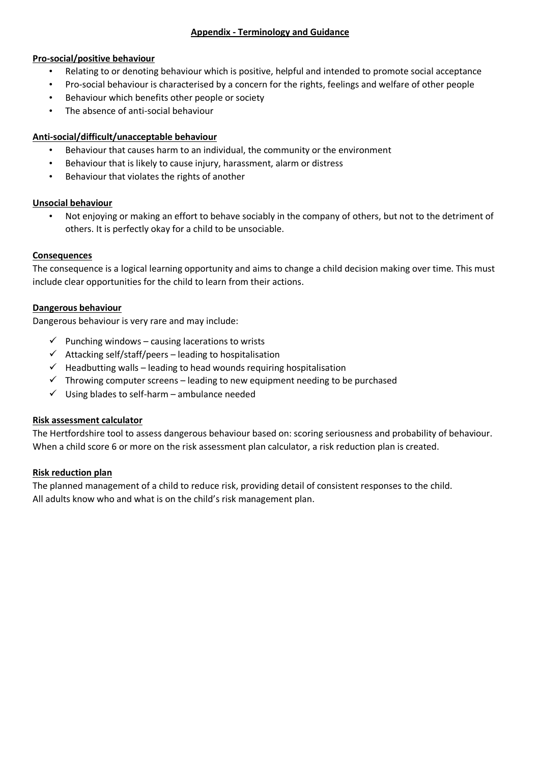## Appendix - Terminology and Guidance

**Pro-social/positive behaviour**

- Relating to or denoting behaviour which is positive, helpful and intended to promote social acceptance
- Pro-social behaviour is characterised by a concern for the rights, feelings and welfare of other people
- Behaviour which benefits other people or society
- The absence of anti-social behaviour

**Anti-social/difficult/unacceptable behaviour**

- Behaviour that causes harm to an individual, the community or the environment
- Behaviour that is likely to cause injury, harassment, alarm or distress
- Behaviour that violates the rights of another

**Unsocial behaviour**

- Not enjoying or making an effort to behave sociably in the company of others, but not to the detriment of others. It is perfectly okay for a child to be unsociable.

**Consequences**

The consequence is a logical learning opportunity and aims to change a child decision making over time. This must include clear opportunities for the child to learn from their actions.

**Dangerous behaviour**

Dangerous behaviour is very rare and may include:

- ✓ Punching windows – causing lacerations to wrists
- ✓ Attacking self/staff/peers – leading to hospitalisation
- ✓ Headbutting walls – leading to head wounds requiring hospitalisation
- ✓ Throwing computer screens – leading to new equipment needing to be purchased
- ✓ Using blades to self-harm – ambulance needed

**Risk assessment calculator**

The Hertfordshire tool to assess dangerous behaviour based on: scoring seriousness and probability of behaviour. When a child score 6 or more on the risk assessment plan calculator, a risk reduction plan is created.

**Risk reduction plan**

The planned management of a child to reduce risk, providing detail of consistent responses to the child.
All adults know who and what is on the child's risk management plan.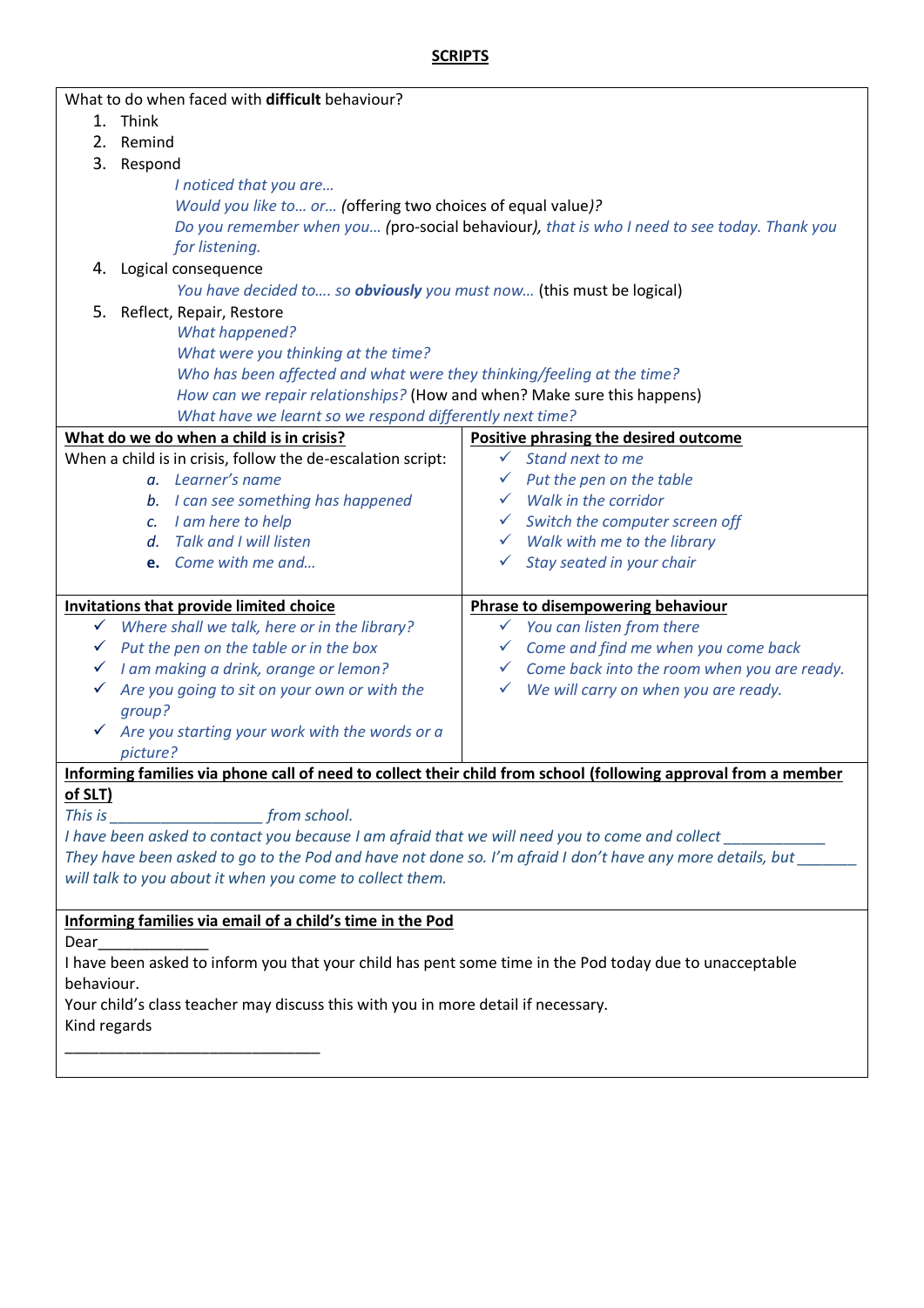# SCRIPTS

What to do when faced with **difficult** behaviour?

1. Think
2. Remind
3. Respond

   *I noticed that you are…*
   *Would you like to… or…* (offering two choices of equal value)*?*
   *Do you remember when you…* (pro-social behaviour)*, that is who I need to see today. Thank you for listening.*

4. Logical consequence

   *You have decided to…. so **obviously** you must now…* (this must be logical)

5. Reflect, Repair, Restore

   *What happened?*
   *What were you thinking at the time?*
   *Who has been affected and what were they thinking/feeling at the time?*
   *How can we repair relationships?* (How and when? Make sure this happens)
   *What have we learnt so we respond differently next time?*

**What do we do when a child is in crisis?**

When a child is in crisis, follow the de-escalation script:

a. *Learner's name*
b. *I can see something has happened*
c. *I am here to help*
d. *Talk and I will listen*
e. *Come with me and…*

**Positive phrasing the desired outcome**

- ✓ *Stand next to me*
- ✓ *Put the pen on the table*
- ✓ *Walk in the corridor*
- ✓ *Switch the computer screen off*
- ✓ *Walk with me to the library*
- ✓ *Stay seated in your chair*

**Invitations that provide limited choice**

- ✓ *Where shall we talk, here or in the library?*
- ✓ *Put the pen on the table or in the box*
- ✓ *I am making a drink, orange or lemon?*
- ✓ *Are you going to sit on your own or with the group?*
- ✓ *Are you starting your work with the words or a picture?*

**Phrase to disempowering behaviour**

- ✓ *You can listen from there*
- ✓ *Come and find me when you come back*
- ✓ *Come back into the room when you are ready.*
- ✓ *We will carry on when you are ready.*

**Informing families via phone call of need to collect their child from school (following approval from a member of SLT)**

*This is __________________ from school.*
*I have been asked to contact you because I am afraid that we will need you to come and collect ____________*
*They have been asked to go to the Pod and have not done so. I'm afraid I don't have any more details, but _______ will talk to you about it when you come to collect them.*

**Informing families via email of a child's time in the Pod**

Dear_____________

I have been asked to inform you that your child has pent some time in the Pod today due to unacceptable behaviour.

Your child's class teacher may discuss this with you in more detail if necessary.

Kind regards

_______________________________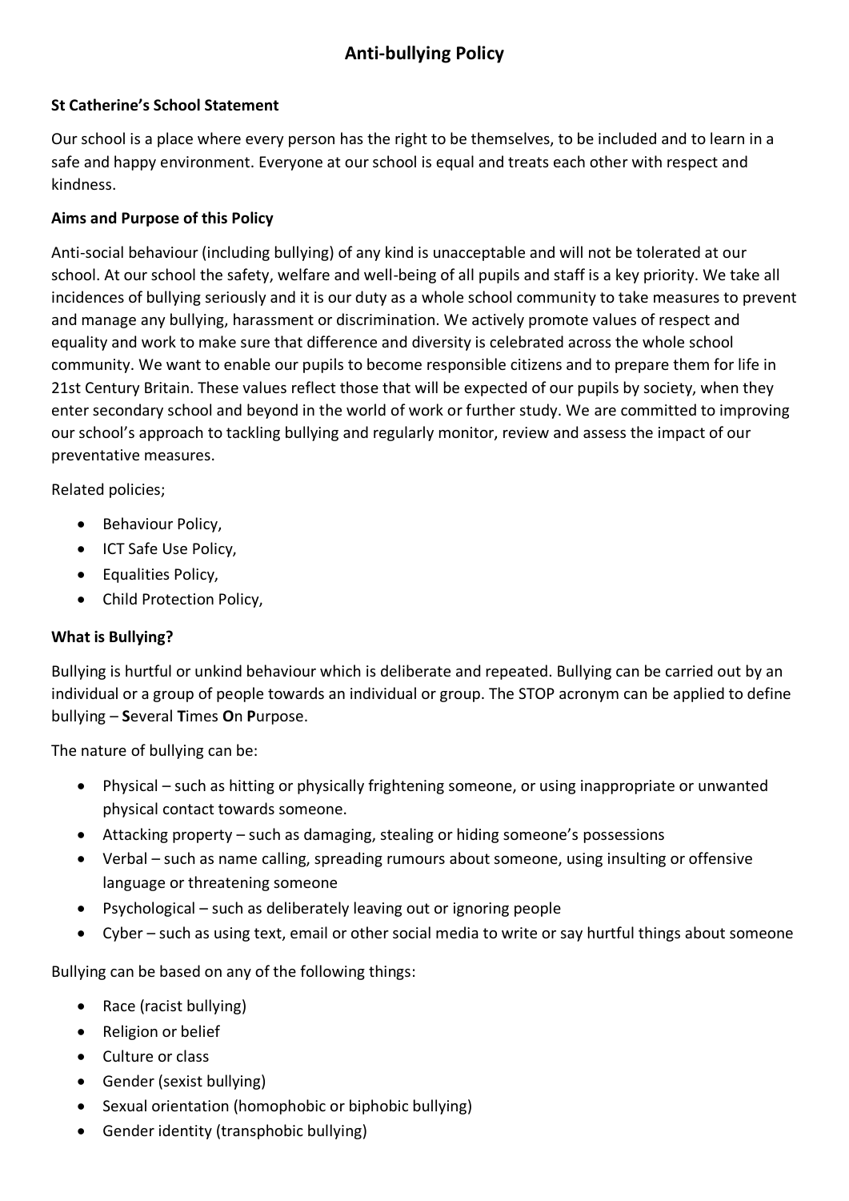# Anti-bullying Policy

**St Catherine's School Statement**

Our school is a place where every person has the right to be themselves, to be included and to learn in a safe and happy environment. Everyone at our school is equal and treats each other with respect and kindness.

**Aims and Purpose of this Policy**

Anti-social behaviour (including bullying) of any kind is unacceptable and will not be tolerated at our school. At our school the safety, welfare and well-being of all pupils and staff is a key priority. We take all incidences of bullying seriously and it is our duty as a whole school community to take measures to prevent and manage any bullying, harassment or discrimination. We actively promote values of respect and equality and work to make sure that difference and diversity is celebrated across the whole school community. We want to enable our pupils to become responsible citizens and to prepare them for life in 21st Century Britain. These values reflect those that will be expected of our pupils by society, when they enter secondary school and beyond in the world of work or further study. We are committed to improving our school's approach to tackling bullying and regularly monitor, review and assess the impact of our preventative measures.

Related policies;

- Behaviour Policy,
- ICT Safe Use Policy,
- Equalities Policy,
- Child Protection Policy,

**What is Bullying?**

Bullying is hurtful or unkind behaviour which is deliberate and repeated. Bullying can be carried out by an individual or a group of people towards an individual or group. The STOP acronym can be applied to define bullying – **S**everal **T**imes **O**n **P**urpose.

The nature of bullying can be:

- Physical – such as hitting or physically frightening someone, or using inappropriate or unwanted physical contact towards someone.
- Attacking property – such as damaging, stealing or hiding someone's possessions
- Verbal – such as name calling, spreading rumours about someone, using insulting or offensive language or threatening someone
- Psychological – such as deliberately leaving out or ignoring people
- Cyber – such as using text, email or other social media to write or say hurtful things about someone

Bullying can be based on any of the following things:

- Race (racist bullying)
- Religion or belief
- Culture or class
- Gender (sexist bullying)
- Sexual orientation (homophobic or biphobic bullying)
- Gender identity (transphobic bullying)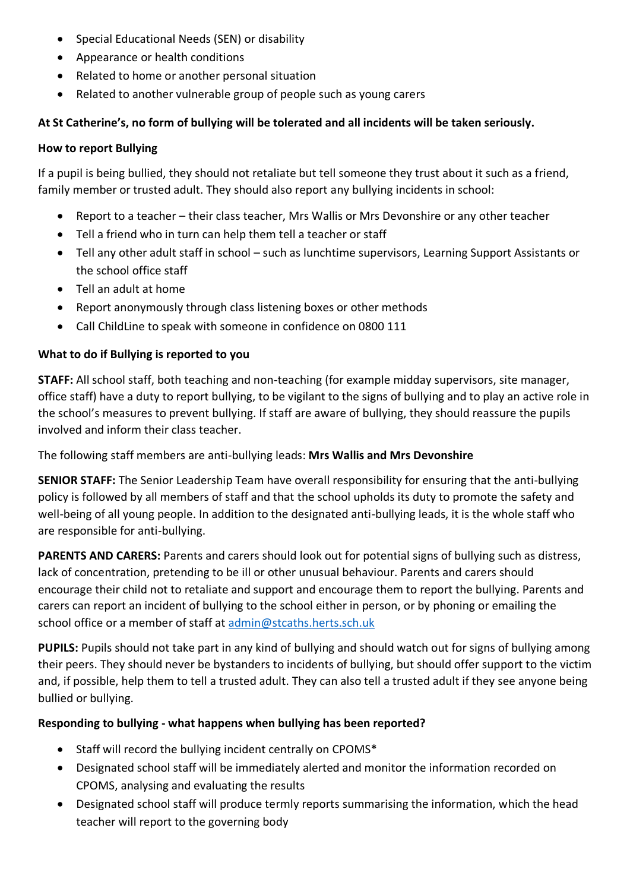- Special Educational Needs (SEN) or disability
- Appearance or health conditions
- Related to home or another personal situation
- Related to another vulnerable group of people such as young carers

**At St Catherine's, no form of bullying will be tolerated and all incidents will be taken seriously.**

**How to report Bullying**

If a pupil is being bullied, they should not retaliate but tell someone they trust about it such as a friend, family member or trusted adult. They should also report any bullying incidents in school:

- Report to a teacher – their class teacher, Mrs Wallis or Mrs Devonshire or any other teacher
- Tell a friend who in turn can help them tell a teacher or staff
- Tell any other adult staff in school – such as lunchtime supervisors, Learning Support Assistants or the school office staff
- Tell an adult at home
- Report anonymously through class listening boxes or other methods
- Call ChildLine to speak with someone in confidence on 0800 111

**What to do if Bullying is reported to you**

**STAFF:** All school staff, both teaching and non-teaching (for example midday supervisors, site manager, office staff) have a duty to report bullying, to be vigilant to the signs of bullying and to play an active role in the school's measures to prevent bullying. If staff are aware of bullying, they should reassure the pupils involved and inform their class teacher.

The following staff members are anti-bullying leads: **Mrs Wallis and Mrs Devonshire**

**SENIOR STAFF:** The Senior Leadership Team have overall responsibility for ensuring that the anti-bullying policy is followed by all members of staff and that the school upholds its duty to promote the safety and well-being of all young people. In addition to the designated anti-bullying leads, it is the whole staff who are responsible for anti-bullying.

**PARENTS AND CARERS:** Parents and carers should look out for potential signs of bullying such as distress, lack of concentration, pretending to be ill or other unusual behaviour. Parents and carers should encourage their child not to retaliate and support and encourage them to report the bullying. Parents and carers can report an incident of bullying to the school either in person, or by phoning or emailing the school office or a member of staff at admin@stcaths.herts.sch.uk

**PUPILS:** Pupils should not take part in any kind of bullying and should watch out for signs of bullying among their peers. They should never be bystanders to incidents of bullying, but should offer support to the victim and, if possible, help them to tell a trusted adult. They can also tell a trusted adult if they see anyone being bullied or bullying.

**Responding to bullying - what happens when bullying has been reported?**

- Staff will record the bullying incident centrally on CPOMS*
- Designated school staff will be immediately alerted and monitor the information recorded on CPOMS, analysing and evaluating the results
- Designated school staff will produce termly reports summarising the information, which the head teacher will report to the governing body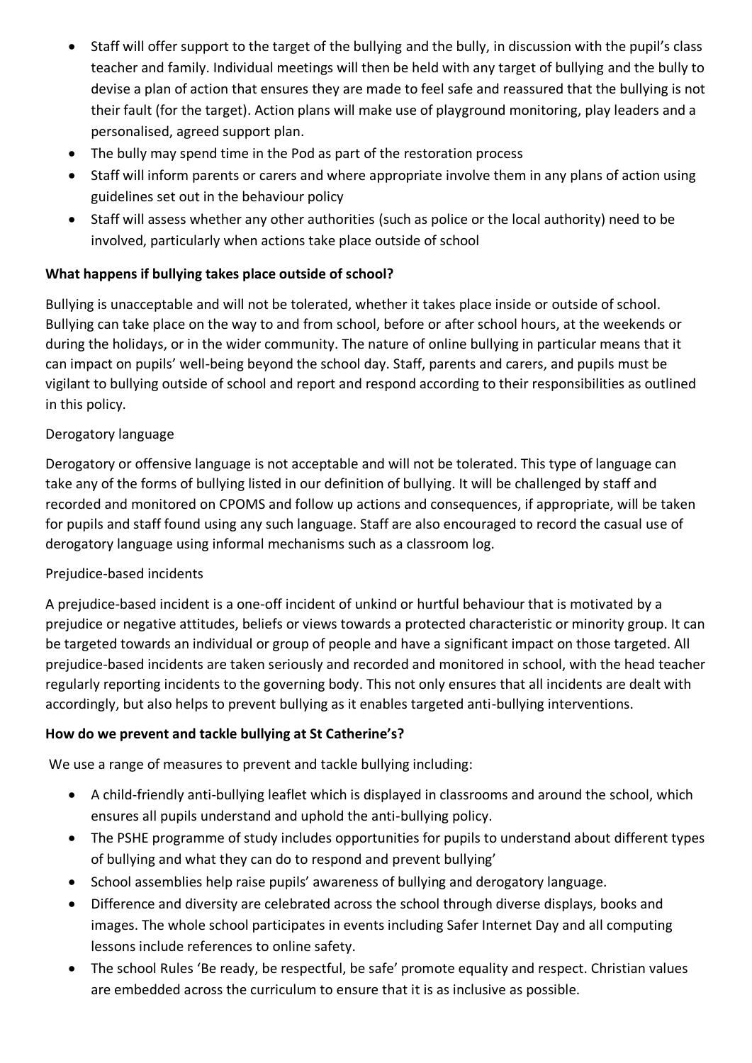- Staff will offer support to the target of the bullying and the bully, in discussion with the pupil's class teacher and family. Individual meetings will then be held with any target of bullying and the bully to devise a plan of action that ensures they are made to feel safe and reassured that the bullying is not their fault (for the target). Action plans will make use of playground monitoring, play leaders and a personalised, agreed support plan.
- The bully may spend time in the Pod as part of the restoration process
- Staff will inform parents or carers and where appropriate involve them in any plans of action using guidelines set out in the behaviour policy
- Staff will assess whether any other authorities (such as police or the local authority) need to be involved, particularly when actions take place outside of school

**What happens if bullying takes place outside of school?**

Bullying is unacceptable and will not be tolerated, whether it takes place inside or outside of school. Bullying can take place on the way to and from school, before or after school hours, at the weekends or during the holidays, or in the wider community. The nature of online bullying in particular means that it can impact on pupils' well-being beyond the school day. Staff, parents and carers, and pupils must be vigilant to bullying outside of school and report and respond according to their responsibilities as outlined in this policy.

Derogatory language

Derogatory or offensive language is not acceptable and will not be tolerated. This type of language can take any of the forms of bullying listed in our definition of bullying. It will be challenged by staff and recorded and monitored on CPOMS and follow up actions and consequences, if appropriate, will be taken for pupils and staff found using any such language. Staff are also encouraged to record the casual use of derogatory language using informal mechanisms such as a classroom log.

Prejudice-based incidents

A prejudice-based incident is a one-off incident of unkind or hurtful behaviour that is motivated by a prejudice or negative attitudes, beliefs or views towards a protected characteristic or minority group. It can be targeted towards an individual or group of people and have a significant impact on those targeted. All prejudice-based incidents are taken seriously and recorded and monitored in school, with the head teacher regularly reporting incidents to the governing body. This not only ensures that all incidents are dealt with accordingly, but also helps to prevent bullying as it enables targeted anti-bullying interventions.

**How do we prevent and tackle bullying at St Catherine's?**

We use a range of measures to prevent and tackle bullying including:

- A child-friendly anti-bullying leaflet which is displayed in classrooms and around the school, which ensures all pupils understand and uphold the anti-bullying policy.
- The PSHE programme of study includes opportunities for pupils to understand about different types of bullying and what they can do to respond and prevent bullying'
- School assemblies help raise pupils' awareness of bullying and derogatory language.
- Difference and diversity are celebrated across the school through diverse displays, books and images. The whole school participates in events including Safer Internet Day and all computing lessons include references to online safety.
- The school Rules 'Be ready, be respectful, be safe' promote equality and respect. Christian values are embedded across the curriculum to ensure that it is as inclusive as possible.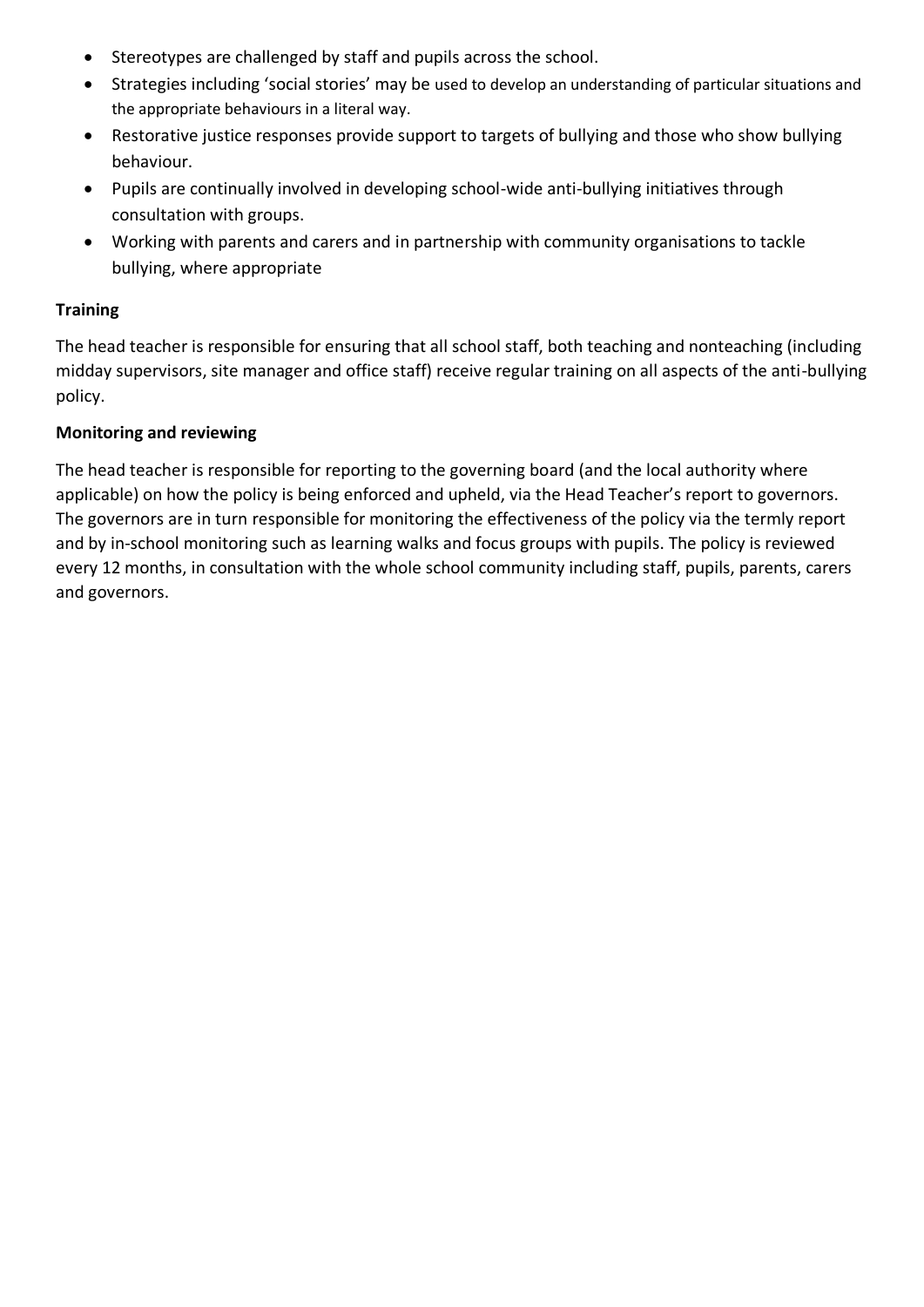- Stereotypes are challenged by staff and pupils across the school.
- Strategies including 'social stories' may be used to develop an understanding of particular situations and the appropriate behaviours in a literal way.
- Restorative justice responses provide support to targets of bullying and those who show bullying behaviour.
- Pupils are continually involved in developing school-wide anti-bullying initiatives through consultation with groups.
- Working with parents and carers and in partnership with community organisations to tackle bullying, where appropriate

**Training**

The head teacher is responsible for ensuring that all school staff, both teaching and nonteaching (including midday supervisors, site manager and office staff) receive regular training on all aspects of the anti-bullying policy.

**Monitoring and reviewing**

The head teacher is responsible for reporting to the governing board (and the local authority where applicable) on how the policy is being enforced and upheld, via the Head Teacher's report to governors. The governors are in turn responsible for monitoring the effectiveness of the policy via the termly report and by in-school monitoring such as learning walks and focus groups with pupils. The policy is reviewed every 12 months, in consultation with the whole school community including staff, pupils, parents, carers and governors.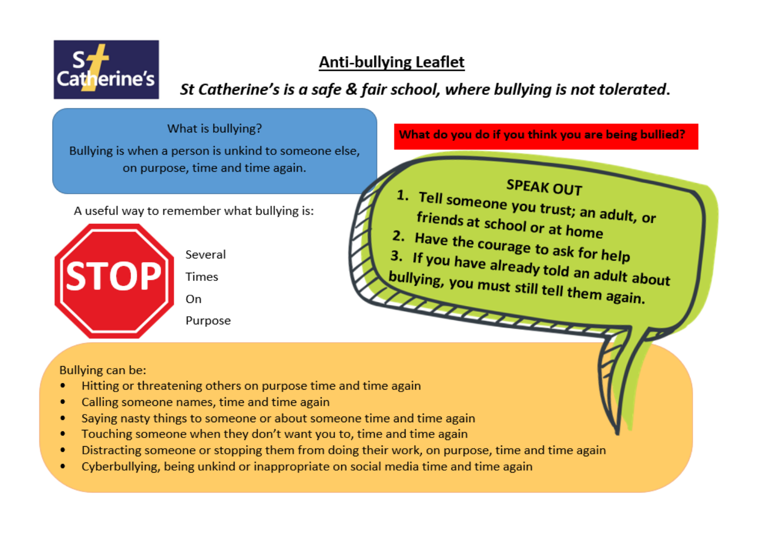St Catherine's

## Anti-bullying Leaflet

***St Catherine's is a safe & fair school, where bullying is not tolerated.***

What is bullying?

Bullying is when a person is unkind to someone else, on purpose, time and time again.

A useful way to remember what bullying is:

**STOP**

Several
Times
On
Purpose

**What do you do if you think you are being bullied?**

**SPEAK OUT**

1. **Tell someone you trust; an adult, or friends at school or at home**
2. **Have the courage to ask for help**
3. **If you have already told an adult about bullying, you must still tell them again.**

Bullying can be:

- Hitting or threatening others on purpose time and time again
- Calling someone names, time and time again
- Saying nasty things to someone or about someone time and time again
- Touching someone when they don't want you to, time and time again
- Distracting someone or stopping them from doing their work, on purpose, time and time again
- Cyberbullying, being unkind or inappropriate on social media time and time again